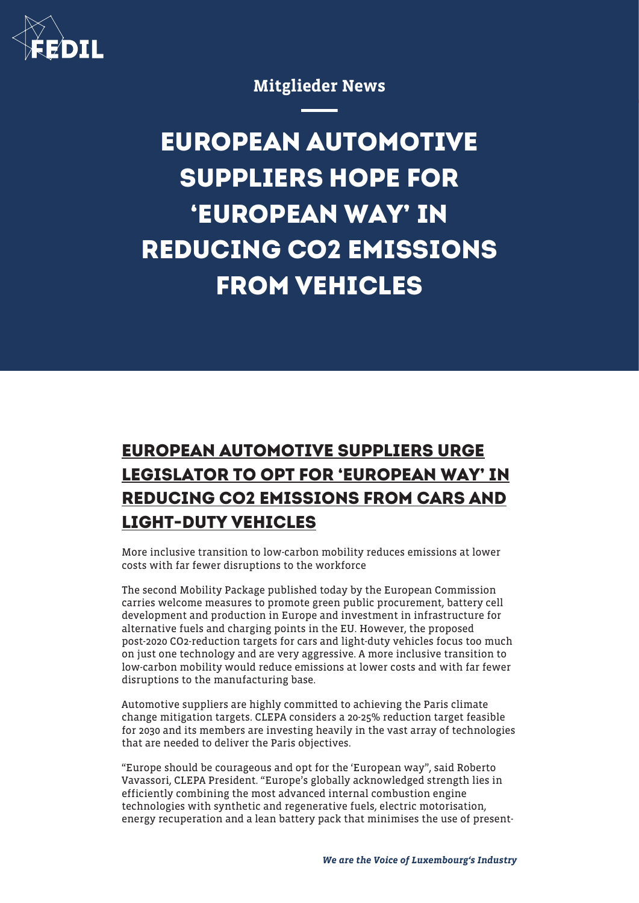Mitglieder News

# EUROPEAN AUTOMOTIVE SUPPLIERS HOPE FOR 'EUROPEAN WAY' IN REDUCING CO2 EMISSIONS FROM VEHICLES

## EUROPEAN AUTOMOTIVE SUPPLIERS URGE LEGISLATOR TO OPT FOR 'EUROPEAN WAY' IN REDUCING CO2 EMISSIONS FROM CARS AND LIGHT-DUTY VEHICLES

More inclusive transition to low-carbon mobility reduces emissions at lower costs with far fewer disruptions to the workforce

The second Mobility Package published today by the European Commission carries welcome measures to promote green public procurement, battery cell development and production in Europe and investment in infrastructure for alternative fuels and charging points in the EU. However, the proposed post-2020 $CO_2$-reduction targets for cars and light-duty vehicles focus too much on just one technology and are very aggressive. A more inclusive transition to low-carbon mobility would reduce emissions at lower costs and with far fewer disruptions to the manufacturing base.

Automotive suppliers are highly committed to achieving the Paris climate change mitigation targets. CLEPA considers a 20-25% reduction target feasible for 2030 and its members are investing heavily in the vast array of technologies that are needed to deliver the Paris objectives.

"Europe should be courageous and opt for the 'European way", said Roberto Vavassori, CLEPA President. "Europe's globally acknowledged strength lies in efficiently combining the most advanced internal combustion engine technologies with synthetic and regenerative fuels, electric motorisation, energy recuperation and a lean battery pack that minimises the use of present-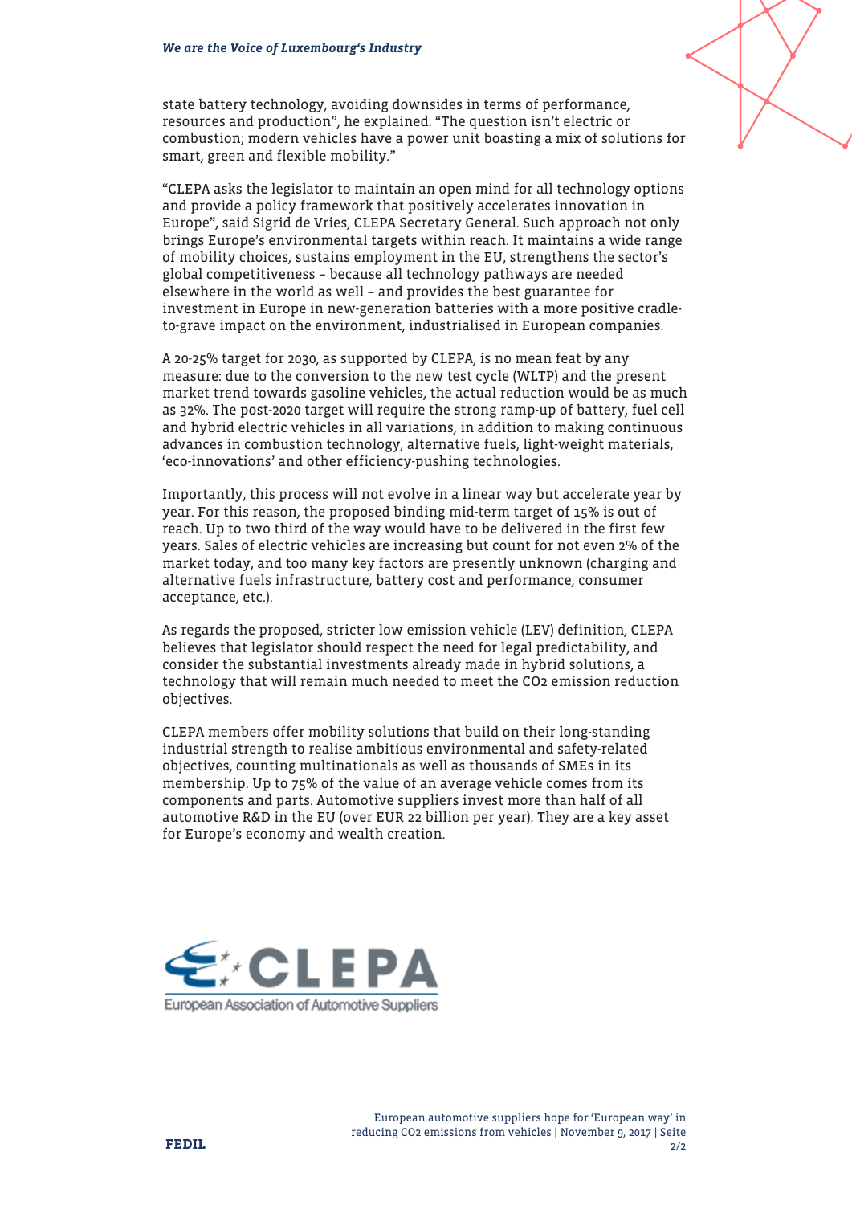state battery technology, avoiding downsides in terms of performance, resources and production", he explained. "The question isn't electric or combustion; modern vehicles have a power unit boasting a mix of solutions for smart, green and flexible mobility."

"CLEPA asks the legislator to maintain an open mind for all technology options and provide a policy framework that positively accelerates innovation in Europe", said Sigrid de Vries, CLEPA Secretary General. Such approach not only brings Europe's environmental targets within reach. It maintains a wide range of mobility choices, sustains employment in the EU, strengthens the sector's global competitiveness – because all technology pathways are needed elsewhere in the world as well – and provides the best guarantee for investment in Europe in new-generation batteries with a more positive cradle-to-grave impact on the environment, industrialised in European companies.

A 20-25% target for 2030, as supported by CLEPA, is no mean feat by any measure: due to the conversion to the new test cycle (WLTP) and the present market trend towards gasoline vehicles, the actual reduction would be as much as 32%. The post-2020 target will require the strong ramp-up of battery, fuel cell and hybrid electric vehicles in all variations, in addition to making continuous advances in combustion technology, alternative fuels, light-weight materials, 'eco-innovations' and other efficiency-pushing technologies.

Importantly, this process will not evolve in a linear way but accelerate year by year. For this reason, the proposed binding mid-term target of 15% is out of reach. Up to two third of the way would have to be delivered in the first few years. Sales of electric vehicles are increasing but count for not even 2% of the market today, and too many key factors are presently unknown (charging and alternative fuels infrastructure, battery cost and performance, consumer acceptance, etc.).

As regards the proposed, stricter low emission vehicle (LEV) definition, CLEPA believes that legislator should respect the need for legal predictability, and consider the substantial investments already made in hybrid solutions, a technology that will remain much needed to meet the $CO_2$ emission reduction objectives.

CLEPA members offer mobility solutions that build on their long-standing industrial strength to realise ambitious environmental and safety-related objectives, counting multinationals as well as thousands of SMEs in its membership. Up to 75% of the value of an average vehicle comes from its components and parts. Automotive suppliers invest more than half of all automotive R&D in the EU (over EUR 22 billion per year). They are a key asset for Europe's economy and wealth creation.

CLEPA
European Association of Automotive Suppliers